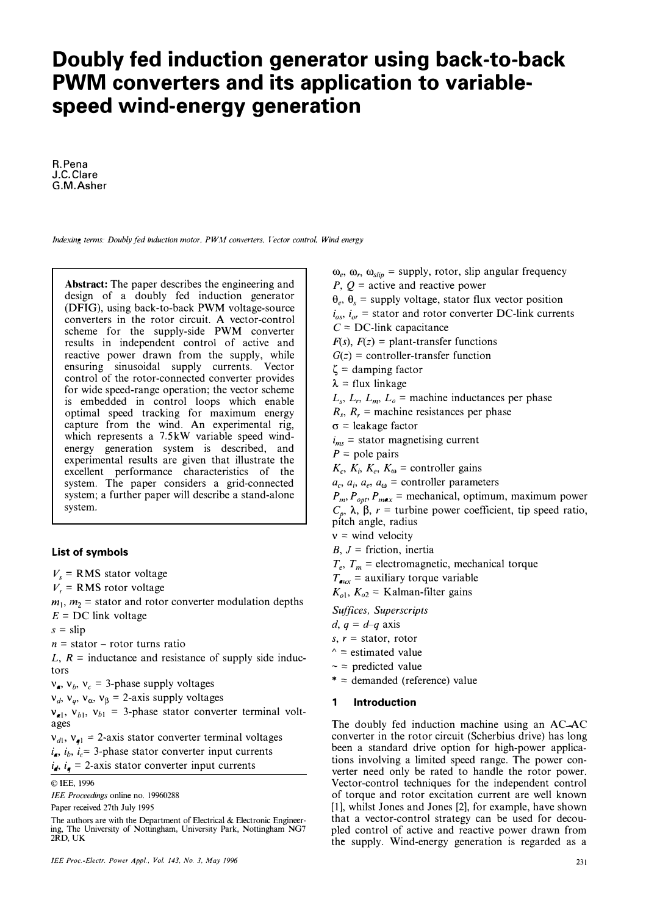# Doubly fed induction generator using back-to-back PWM converters and its application to variable-speed wind-energy generation

R. Pena
J.C. Clare
G.M. Asher

*Indexing terms: Doubly fed induction motor, PWM converters, Vector control, Wind energy*

**Abstract:** The paper describes the engineering and design of a doubly fed induction generator (DFIG), using back-to-back PWM voltage-source converters in the rotor circuit. A vector-control scheme for the supply-side PWM converter results in independent control of active and reactive power drawn from the supply, while ensuring sinusoidal supply currents. Vector control of the rotor-connected converter provides for wide speed-range operation; the vector scheme is embedded in control loops which enable optimal speed tracking for maximum energy capture from the wind. An experimental rig, which represents a 7.5kW variable speed wind-energy generation system is described, and experimental results are given that illustrate the excellent performance characteristics of the system. The paper considers a grid-connected system; a further paper will describe a stand-alone system.

### List of symbols

$V_s$ = RMS stator voltage
$V_r$ = RMS rotor voltage
$m_1$, $m_2$ = stator and rotor converter modulation depths
$E$ = DC link voltage
$s$ = slip
$n$ = stator – rotor turns ratio
$L$, $R$ = inductance and resistance of supply side inductors
$v_a$, $v_b$, $v_c$ = 3-phase supply voltages
$v_d$, $v_q$, $v_\alpha$, $v_\beta$ = 2-axis supply voltages
$v_{a1}$, $v_{b1}$, $v_{b1}$ = 3-phase stator converter terminal voltages
$v_{d1}$, $v_{q1}$ = 2-axis stator converter terminal voltages
$i_a$, $i_b$, $i_c$ = 3-phase stator converter input currents
$i_d$, $i_q$ = 2-axis stator converter input currents
$\omega_e$, $\omega_r$, $\omega_{slip}$ = supply, rotor, slip angular frequency
$P$, $Q$ = active and reactive power
$\theta_e$, $\theta_s$ = supply voltage, stator flux vector position
$i_{os}$, $i_{or}$ = stator and rotor converter DC-link currents
$C$ = DC-link capacitance
$F(s)$, $F(z)$ = plant-transfer functions
$G(z)$ = controller-transfer function
$\zeta$ = damping factor
$\lambda$ = flux linkage
$L_s$, $L_r$, $L_m$, $L_o$ = machine inductances per phase
$R_s$, $R_r$ = machine resistances per phase
$\sigma$ = leakage factor
$i_{ms}$ = stator magnetising current
$P$ = pole pairs
$K_c$, $K_i$, $K_e$, $K_\omega$ = controller gains
$a_c$, $a_i$, $a_e$, $a_\omega$ = controller parameters
$P_m$, $P_{opt}$, $P_{max}$ = mechanical, optimum, maximum power
$C_p$, $\lambda$, $\beta$, $r$ = turbine power coefficient, tip speed ratio, pitch angle, radius
$v$ = wind velocity
$B$, $J$ = friction, inertia
$T_e$, $T_m$ = electromagnetic, mechanical torque
$T_{aux}$ = auxiliary torque variable
$K_{o1}$, $K_{o2}$ = Kalman-filter gains

*Suffices, Superscripts*
$d$, $q$ = $d$–$q$ axis
$s$, $r$ = stator, rotor
^ = estimated value
~ = predicted value
\* = demanded (reference) value

© IEE, 1996
*IEE Proceedings* online no. 19960288
Paper received 27th July 1995
The authors are with the Department of Electrical & Electronic Engineering, The University of Nottingham, University Park, Nottingham NG7 2RD, UK

## 1 Introduction

The doubly fed induction machine using an AC–AC converter in the rotor circuit (Scherbius drive) has long been a standard drive option for high-power applications involving a limited speed range. The power converter need only be rated to handle the rotor power. Vector-control techniques for the independent control of torque and rotor excitation current are well known [1], whilst Jones and Jones [2], for example, have shown that a vector-control strategy can be used for decoupled control of active and reactive power drawn from the supply. Wind-energy generation is regarded as a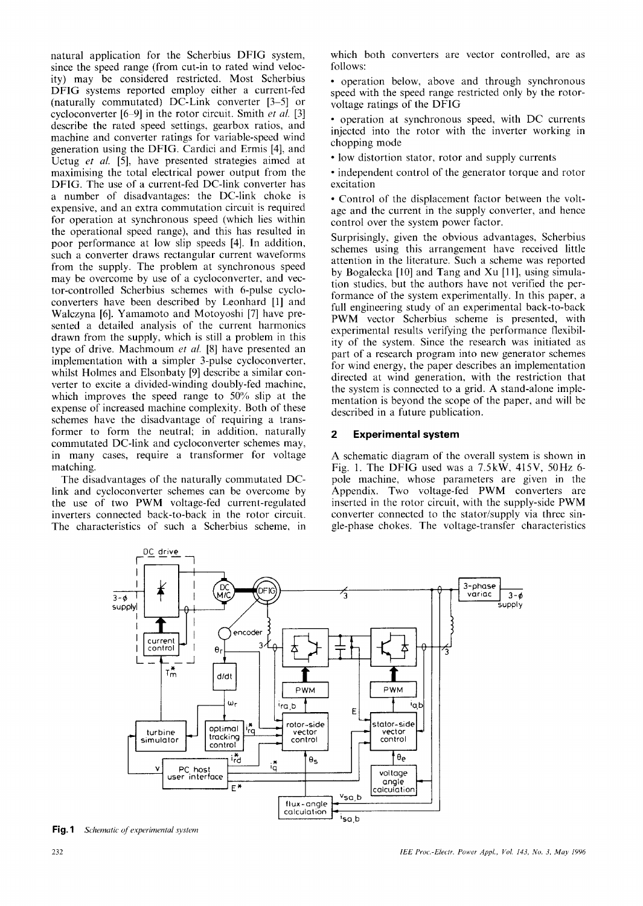natural application for the Scherbius DFIG system, since the speed range (from cut-in to rated wind velocity) may be considered restricted. Most Scherbius DFIG systems reported employ either a current-fed (naturally commutated) DC-Link converter [3–5] or cycloconverter [6–9] in the rotor circuit. Smith *et al.* [3] describe the rated speed settings, gearbox ratios, and machine and converter ratings for variable-speed wind generation using the DFIG. Cardici and Ermis [4], and Uctug *et al.* [5], have presented strategies aimed at maximising the total electrical power output from the DFIG. The use of a current-fed DC-link converter has a number of disadvantages: the DC-link choke is expensive, and an extra commutation circuit is required for operation at synchronous speed (which lies within the operational speed range), and this has resulted in poor performance at low slip speeds [4]. In addition, such a converter draws rectangular current waveforms from the supply. The problem at synchronous speed may be overcome by use of a cycloconverter, and vector-controlled Scherbius schemes with 6-pulse cycloconverters have been described by Leonhard [1] and Walczyna [6]. Yamamoto and Motoyoshi [7] have presented a detailed analysis of the current harmonics drawn from the supply, which is still a problem in this type of drive. Machmoum *et al.* [8] have presented an implementation with a simpler 3-pulse cycloconverter, whilst Holmes and Elsonbaty [9] describe a similar converter to excite a divided-winding doubly-fed machine, which improves the speed range to 50% slip at the expense of increased machine complexity. Both of these schemes have the disadvantage of requiring a transformer to form the neutral; in addition, naturally commutated DC-link and cycloconverter schemes may, in many cases, require a transformer for voltage matching.

The disadvantages of the naturally commutated DC-link and cycloconverter schemes can be overcome by the use of two PWM voltage-fed current-regulated inverters connected back-to-back in the rotor circuit. The characteristics of such a Scherbius scheme, in which both converters are vector controlled, are as follows:

- operation below, above and through synchronous speed with the speed range restricted only by the rotor-voltage ratings of the DFIG
- operation at synchronous speed, with DC currents injected into the rotor with the inverter working in chopping mode
- low distortion stator, rotor and supply currents
- independent control of the generator torque and rotor excitation
- Control of the displacement factor between the voltage and the current in the supply converter, and hence control over the system power factor.

Surprisingly, given the obvious advantages, Scherbius schemes using this arrangement have received little attention in the literature. Such a scheme was reported by Bogalecka [10] and Tang and Xu [11], using simulation studies, but the authors have not verified the performance of the system experimentally. In this paper, a full engineering study of an experimental back-to-back PWM vector Scherbius scheme is presented, with experimental results verifying the performance flexibility of the system. Since the research was initiated as part of a research program into new generator schemes for wind energy, the paper describes an implementation directed at wind generation, with the restriction that the system is connected to a grid. A stand-alone implementation is beyond the scope of the paper, and will be described in a future publication.

## 2 Experimental system

A schematic diagram of the overall system is shown in Fig. 1. The DFIG used was a 7.5kW, 415V, 50Hz 6-pole machine, whose parameters are given in the Appendix. Two voltage-fed PWM converters are inserted in the rotor circuit, with the supply-side PWM converter connected to the stator/supply via three single-phase chokes. The voltage-transfer characteristics

**Fig. 1** *Schematic of experimental system*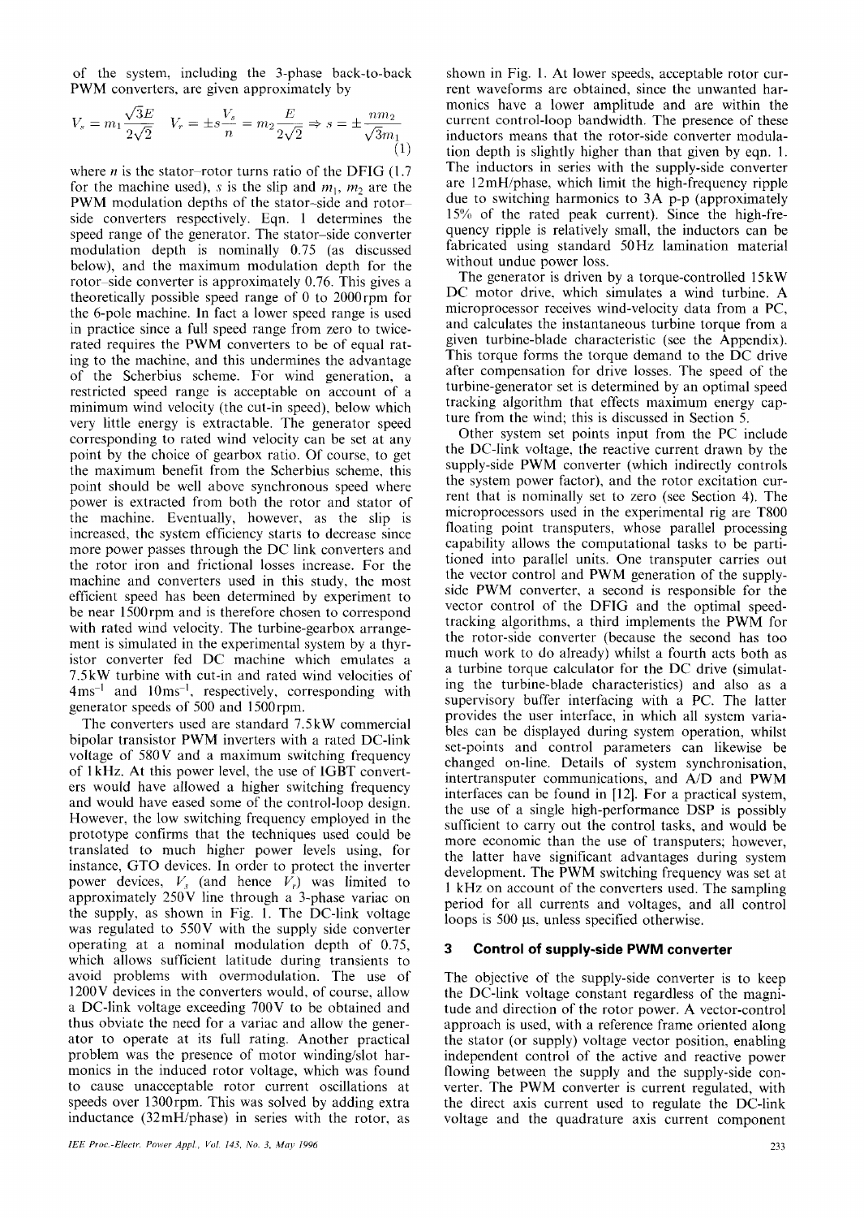of the system, including the 3-phase back-to-back PWM converters, are given approximately by

$$V_s = m_1 \frac{\sqrt{3}E}{2\sqrt{2}} \quad V_r = \pm s \frac{V_s}{n} = m_2 \frac{E}{2\sqrt{2}} \Rightarrow s = \pm \frac{n m_2}{\sqrt{3} m_1} \tag{1}$$

where $n$ is the stator–rotor turns ratio of the DFIG (1.7 for the machine used), $s$ is the slip and $m_1$, $m_2$ are the PWM modulation depths of the stator-side and rotor-side converters respectively. Eqn. 1 determines the speed range of the generator. The stator-side converter modulation depth is nominally 0.75 (as discussed below), and the maximum modulation depth for the rotor-side converter is approximately 0.76. This gives a theoretically possible speed range of 0 to 2000rpm for the 6-pole machine. In fact a lower speed range is used in practice since a full speed range from zero to twice-rated requires the PWM converters to be of equal rating to the machine, and this undermines the advantage of the Scherbius scheme. For wind generation, a restricted speed range is acceptable on account of a minimum wind velocity (the cut-in speed), below which very little energy is extractable. The generator speed corresponding to rated wind velocity can be set at any point by the choice of gearbox ratio. Of course, to get the maximum benefit from the Scherbius scheme, this point should be well above synchronous speed where power is extracted from both the rotor and stator of the machine. Eventually, however, as the slip is increased, the system efficiency starts to decrease since more power passes through the DC link converters and the rotor iron and frictional losses increase. For the machine and converters used in this study, the most efficient speed has been determined by experiment to be near 1500rpm and is therefore chosen to correspond with rated wind velocity. The turbine-gearbox arrangement is simulated in the experimental system by a thyristor converter fed DC machine which emulates a 7.5kW turbine with cut-in and rated wind velocities of $4\text{ms}^{-1}$ and $10\text{ms}^{-1}$, respectively, corresponding with generator speeds of 500 and 1500rpm.

The converters used are standard 7.5kW commercial bipolar transistor PWM inverters with a rated DC-link voltage of 580V and a maximum switching frequency of 1kHz. At this power level, the use of IGBT converters would have allowed a higher switching frequency and would have eased some of the control-loop design. However, the low switching frequency employed in the prototype confirms that the techniques used could be translated to much higher power levels using, for instance, GTO devices. In order to protect the inverter power devices, $V_s$ (and hence $V_r$) was limited to approximately 250V line through a 3-phase variac on the supply, as shown in Fig. 1. The DC-link voltage was regulated to 550V with the supply side converter operating at a nominal modulation depth of 0.75, which allows sufficient latitude during transients to avoid problems with overmodulation. The use of 1200V devices in the converters would, of course, allow a DC-link voltage exceeding 700V to be obtained and thus obviate the need for a variac and allow the generator to operate at its full rating. Another practical problem was the presence of motor winding/slot harmonics in the induced rotor voltage, which was found to cause unacceptable rotor current oscillations at speeds over 1300rpm. This was solved by adding extra inductance (32mH/phase) in series with the rotor, as shown in Fig. 1. At lower speeds, acceptable rotor current waveforms are obtained, since the unwanted harmonics have a lower amplitude and are within the current control-loop bandwidth. The presence of these inductors means that the rotor-side converter modulation depth is slightly higher than that given by eqn. 1. The inductors in series with the supply-side converter are 12mH/phase, which limit the high-frequency ripple due to switching harmonics to 3A p-p (approximately 15% of the rated peak current). Since the high-frequency ripple is relatively small, the inductors can be fabricated using standard 50Hz lamination material without undue power loss.

The generator is driven by a torque-controlled 15kW DC motor drive, which simulates a wind turbine. A microprocessor receives wind-velocity data from a PC, and calculates the instantaneous turbine torque from a given turbine-blade characteristic (see the Appendix). This torque forms the torque demand to the DC drive after compensation for drive losses. The speed of the turbine-generator set is determined by an optimal speed tracking algorithm that effects maximum energy capture from the wind; this is discussed in Section 5.

Other system set points input from the PC include the DC-link voltage, the reactive current drawn by the supply-side PWM converter (which indirectly controls the system power factor), and the rotor excitation current that is nominally set to zero (see Section 4). The microprocessors used in the experimental rig are T800 floating point transputers, whose parallel processing capability allows the computational tasks to be partitioned into parallel units. One transputer carries out the vector control and PWM generation of the supply-side PWM converter, a second is responsible for the vector control of the DFIG and the optimal speed-tracking algorithms, a third implements the PWM for the rotor-side converter (because the second has too much work to do already) whilst a fourth acts both as a turbine torque calculator for the DC drive (simulating the turbine-blade characteristics) and also as a supervisory buffer interfacing with a PC. The latter provides the user interface, in which all system variables can be displayed during system operation, whilst set-points and control parameters can likewise be changed on-line. Details of system synchronisation, intertransputer communications, and A/D and PWM interfaces can be found in [12]. For a practical system, the use of a single high-performance DSP is possibly sufficient to carry out the control tasks, and would be more economic than the use of transputers; however, the latter have significant advantages during system development. The PWM switching frequency was set at 1 kHz on account of the converters used. The sampling period for all currents and voltages, and all control loops is 500 μs, unless specified otherwise.

## 3 Control of supply-side PWM converter

The objective of the supply-side converter is to keep the DC-link voltage constant regardless of the magnitude and direction of the rotor power. A vector-control approach is used, with a reference frame oriented along the stator (or supply) voltage vector position, enabling independent control of the active and reactive power flowing between the supply and the supply-side converter. The PWM converter is current regulated, with the direct axis current used to regulate the DC-link voltage and the quadrature axis current component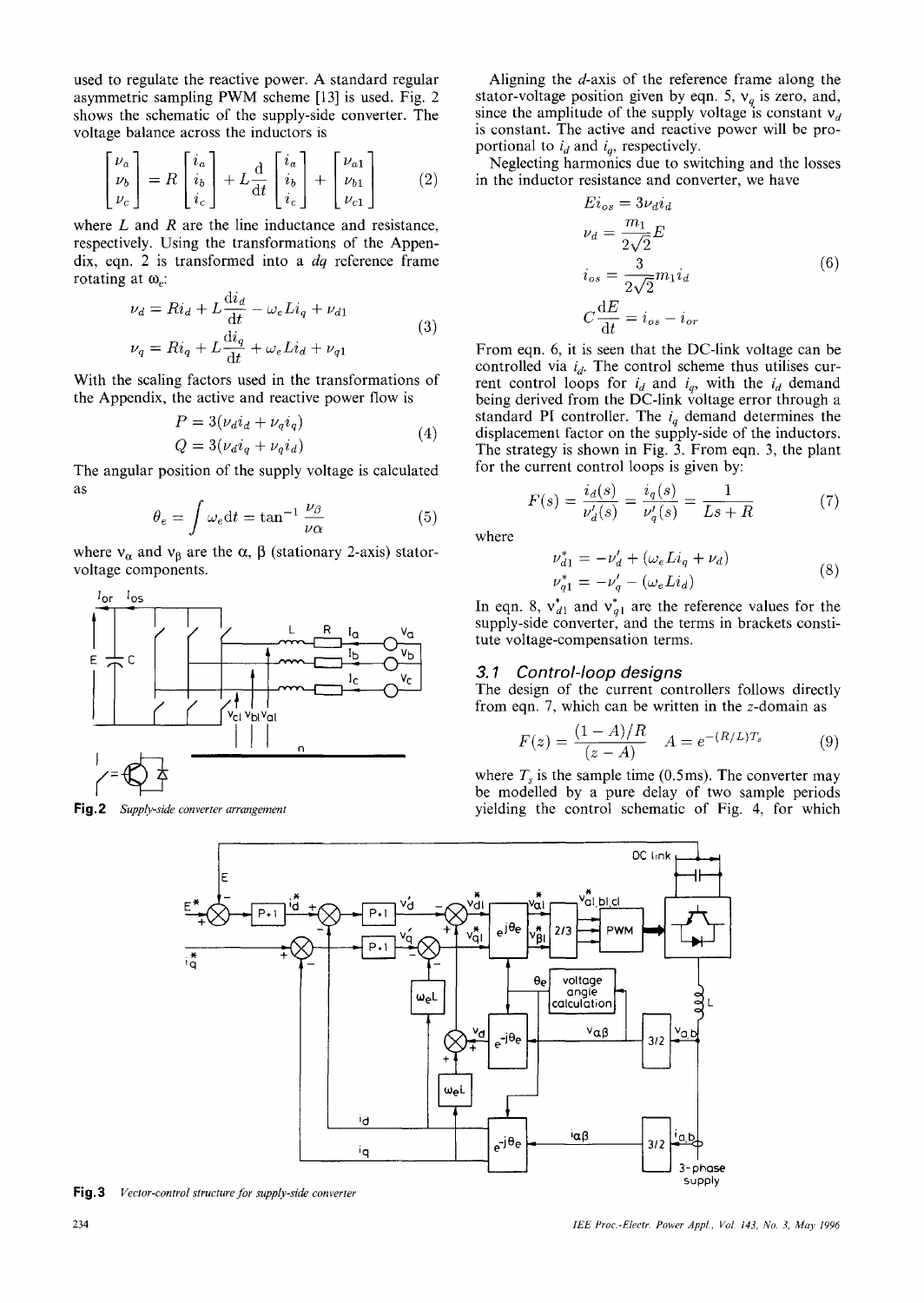used to regulate the reactive power. A standard regular asymmetric sampling PWM scheme [13] is used. Fig. 2 shows the schematic of the supply-side converter. The voltage balance across the inductors is

$$\begin{bmatrix} \nu_a \\ \nu_b \\ \nu_c \end{bmatrix} = R \begin{bmatrix} i_a \\ i_b \\ i_c \end{bmatrix} + L\frac{\mathrm{d}}{\mathrm{d}t}\begin{bmatrix} i_a \\ i_b \\ i_c \end{bmatrix} + \begin{bmatrix} \nu_{a1} \\ \nu_{b1} \\ \nu_{c1} \end{bmatrix} \quad (2)$$

where $L$ and $R$ are the line inductance and resistance, respectively. Using the transformations of the Appendix, eqn. 2 is transformed into a $dq$ reference frame rotating at $\omega_e$:

$$\begin{aligned} \nu_d &= Ri_d + L\frac{\mathrm{d}i_d}{\mathrm{d}t} - \omega_e L i_q + \nu_{d1} \\ \nu_q &= Ri_q + L\frac{\mathrm{d}i_q}{\mathrm{d}t} + \omega_e L i_d + \nu_{q1} \end{aligned} \quad (3)$$

With the scaling factors used in the transformations of the Appendix, the active and reactive power flow is

$$\begin{aligned} P &= 3(\nu_d i_d + \nu_q i_q) \\ Q &= 3(\nu_d i_q + \nu_q i_d) \end{aligned} \quad (4)$$

The angular position of the supply voltage is calculated as

$$\theta_e = \int \omega_e \mathrm{d}t = \tan^{-1}\frac{\nu_\beta}{\nu_\alpha} \quad (5)$$

where $v_\alpha$ and $v_\beta$ are the $\alpha$, $\beta$ (stationary 2-axis) stator-voltage components.

**Fig. 2** *Supply-side converter arrangement*

Aligning the $d$-axis of the reference frame along the stator-voltage position given by eqn. 5, $v_q$ is zero, and, since the amplitude of the supply voltage is constant $v_d$ is constant. The active and reactive power will be proportional to $i_d$ and $i_q$, respectively.

Neglecting harmonics due to switching and the losses in the inductor resistance and converter, we have

$$\begin{aligned} Ei_{os} &= 3\nu_d i_d \\ \nu_d &= \frac{m_1}{2\sqrt{2}}E \\ i_{os} &= \frac{3}{2\sqrt{2}}m_1 i_d \\ C\frac{\mathrm{d}E}{\mathrm{d}t} &= i_{os} - i_{or} \end{aligned} \quad (6)$$

From eqn. 6, it is seen that the DC-link voltage can be controlled via $i_d$. The control scheme thus utilises current control loops for $i_d$ and $i_q$, with the $i_d$ demand being derived from the DC-link voltage error through a standard PI controller. The $i_q$ demand determines the displacement factor on the supply-side of the inductors. The strategy is shown in Fig. 3. From eqn. 3, the plant for the current control loops is given by:

$$F(s) = \frac{i_d(s)}{\nu_d'(s)} = \frac{i_q(s)}{\nu_q'(s)} = \frac{1}{Ls + R} \quad (7)$$

where

$$\begin{aligned} \nu_{d1}^* &= -\nu_d' + (\omega_e L i_q + \nu_d) \\ \nu_{q1}^* &= -\nu_q' - (\omega_e L i_d) \end{aligned} \quad (8)$$

In eqn. 8, $v_{d1}^*$ and $v_{q1}^*$ are the reference values for the supply-side converter, and the terms in brackets constitute voltage-compensation terms.

### 3.1 Control-loop designs

The design of the current controllers follows directly from eqn. 7, which can be written in the $z$-domain as

$$F(z) = \frac{(1 - A)/R}{(z - A)} \quad A = e^{-(R/L)T_s} \quad (9)$$

where $T_s$ is the sample time (0.5ms). The converter may be modelled by a pure delay of two sample periods yielding the control schematic of Fig. 4, for which

**Fig. 3** *Vector-control structure for supply-side converter*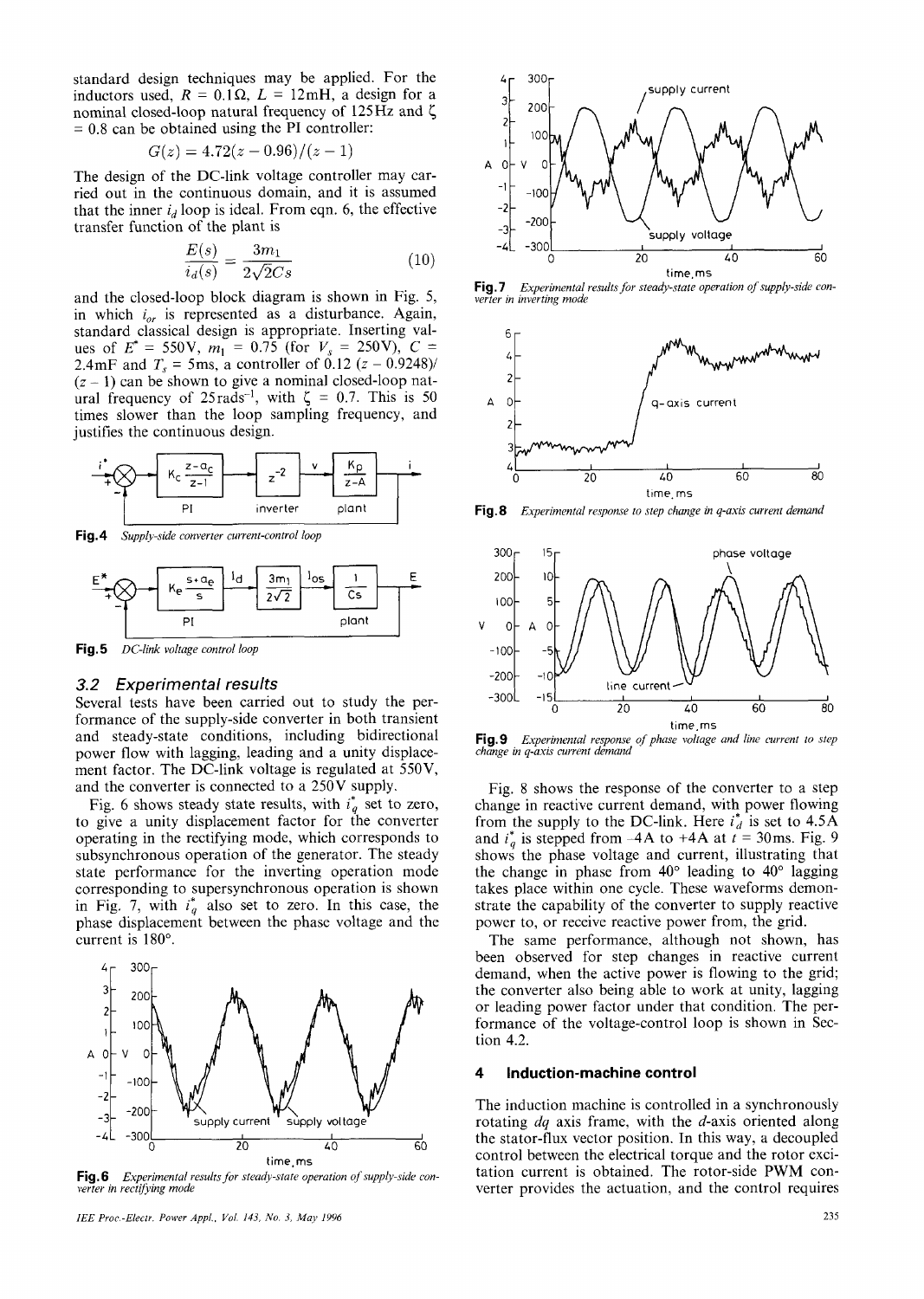standard design techniques may be applied. For the inductors used, $R = 0.1\Omega$, $L = 12\text{mH}$, a design for a nominal closed-loop natural frequency of 125Hz and $\zeta = 0.8$ can be obtained using the PI controller:

$$G(z) = 4.72(z - 0.96)/(z - 1)$$

The design of the DC-link voltage controller may carried out in the continuous domain, and it is assumed that the inner $i_d$ loop is ideal. From eqn. 6, the effective transfer function of the plant is

$$\frac{E(s)}{i_d(s)} = \frac{3m_1}{2\sqrt{2}Cs} \tag{10}$$

and the closed-loop block diagram is shown in Fig. 5, in which $i_{or}$ is represented as a disturbance. Again, standard classical design is appropriate. Inserting values of $E^* = 550\text{V}$, $m_1 = 0.75$ (for $V_s = 250\text{V}$), $C = 2.4\text{mF}$ and $T_s = 5\text{ms}$, a controller of $0.12\ (z - 0.9248)/(z - 1)$ can be shown to give a nominal closed-loop natural frequency of $25\text{rads}^{-1}$, with $\zeta = 0.7$. This is 50 times slower than the loop sampling frequency, and justifies the continuous design.

**Fig.4** *Supply-side converter current-control loop*

**Fig.5** *DC-link voltage control loop*

### 3.2 Experimental results

Several tests have been carried out to study the performance of the supply-side converter in both transient and steady-state conditions, including bidirectional power flow with lagging, leading and a unity displacement factor. The DC-link voltage is regulated at 550V, and the converter is connected to a 250V supply.

Fig. 6 shows steady state results, with $i_q^*$ set to zero, to give a unity displacement factor for the converter operating in the rectifying mode, which corresponds to subsynchronous operation of the generator. The steady state performance for the inverting operation mode corresponding to supersynchronous operation is shown in Fig. 7, with $i_q^*$ also set to zero. In this case, the phase displacement between the phase voltage and the current is 180°.

**Fig.6** *Experimental results for steady-state operation of supply-side converter in rectifying mode*

**Fig.7** *Experimental results for steady-state operation of supply-side converter in inverting mode*

**Fig.8** *Experimental response to step change in q-axis current demand*

**Fig.9** *Experimental response of phase voltage and line current to step change in q-axis current demand*

Fig. 8 shows the response of the converter to a step change in reactive current demand, with power flowing from the supply to the DC-link. Here $i_d^*$ is set to 4.5A and $i_q^*$ is stepped from −4A to +4A at $t = 30\text{ms}$. Fig. 9 shows the phase voltage and current, illustrating that the change in phase from 40° leading to 40° lagging takes place within one cycle. These waveforms demonstrate the capability of the converter to supply reactive power to, or receive reactive power from, the grid.

The same performance, although not shown, has been observed for step changes in reactive current demand, when the active power is flowing to the grid; the converter also being able to work at unity, lagging or leading power factor under that condition. The performance of the voltage-control loop is shown in Section 4.2.

## 4 Induction-machine control

The induction machine is controlled in a synchronously rotating $dq$ axis frame, with the $d$-axis oriented along the stator-flux vector position. In this way, a decoupled control between the electrical torque and the rotor excitation current is obtained. The rotor-side PWM converter provides the actuation, and the control requires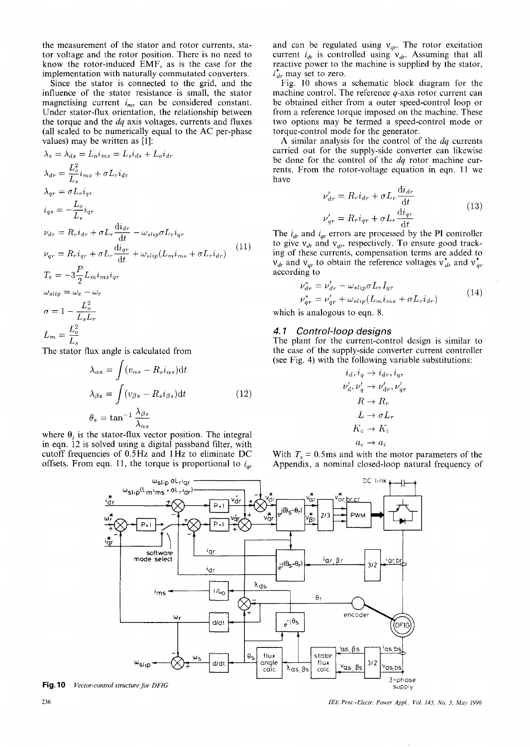the measurement of the stator and rotor currents, stator voltage and the rotor position. There is no need to know the rotor-induced EMF, as is the case for the implementation with naturally commutated converters.

Since the stator is connected to the grid, and the influence of the stator resistance is small, the stator magnetising current $i_{ms}$ can be considered constant. Under stator-flux orientation, the relationship between the torque and the $dq$ axis voltages, currents and fluxes (all scaled to be numerically equal to the AC per-phase values) may be written as [1]:

$$
\begin{aligned}
\lambda_s &= \lambda_{ds} = L_o i_{ms} = L_s i_{ds} + L_o i_{dr} \\
\lambda_{dr} &= \frac{L_o^2}{L_s} i_{ms} + \sigma L_r i_{dr} \\
\lambda_{qr} &= \sigma L_r i_{qr} \\
i_{qs} &= -\frac{L_o}{L_s} i_{qr} \\
\nu_{dr} &= R_r i_{dr} + \sigma L_r \frac{\mathrm{d}i_{dr}}{\mathrm{d}t} - \omega_{slip} \sigma L_r i_{qr} \\
\nu_{qr} &= R_r i_{qr} + \sigma L_r \frac{\mathrm{d}i_{qr}}{\mathrm{d}t} + \omega_{slip}(L_m i_{ms} + \sigma L_r i_{dr}) \\
T_e &= -3\frac{P}{2} L_m i_{ms} i_{qr} \\
\omega_{slip} &= \omega_e - \omega_r \\
\sigma &= 1 - \frac{L_o^2}{L_s L_r} \\
L_m &= \frac{L_o^2}{L_s}
\end{aligned}
\tag{11}
$$

The stator flux angle is calculated from

$$
\begin{aligned}
\lambda_{\alpha s} &= \int (v_{\alpha s} - R_s i_{\alpha s}) \mathrm{d}t \\
\lambda_{\beta s} &= \int (v_{\beta s} - R_s i_{\beta s}) \mathrm{d}t \\
\theta_s &= \tan^{-1} \frac{\lambda_{\beta s}}{\lambda_{\alpha s}}
\end{aligned}
\tag{12}
$$

where $\theta_s$ is the stator-flux vector position. The integral in eqn. 12 is solved using a digital passband filter, with cutoff frequencies of 0.5Hz and 1Hz to eliminate DC offsets. From eqn. 11, the torque is proportional to $i_{qr}$ and can be regulated using $v_{qr}$. The rotor excitation current $i_{dr}$ is controlled using $v_{dr}$. Assuming that all reactive power to the machine is supplied by the stator, $i^*_{dr}$ may set to zero.

Fig. 10 shows a schematic block diagram for the machine control. The reference $q$-axis rotor current can be obtained either from a outer speed-control loop or from a reference torque imposed on the machine. These two options may be termed a speed-control mode or torque-control mode for the generator.

A similar analysis for the control of the $dq$ currents carried out for the supply-side converter can likewise be done for the control of the $dq$ rotor machine currents. From the rotor-voltage equation in eqn. 11 we have

$$
\begin{aligned}
\nu'_{dr} &= R_r i_{dr} + \sigma L_r \frac{\mathrm{d}i_{dr}}{\mathrm{d}t} \\
\nu'_{qr} &= R_r i_{qr} + \sigma L_r \frac{\mathrm{d}i_{qr}}{\mathrm{d}t}
\end{aligned}
\tag{13}
$$

The $i_{dr}$ and $i_{qr}$ errors are processed by the PI controller to give $v_{dr}$ and $v_{qr}$, respectively. To ensure good tracking of these currents, compensation terms are added to $v_{dr}$ and $v_{qr}$ to obtain the reference voltages $v^*_{dr}$ and $v^*_{qr}$ according to

$$
\begin{aligned}
\nu^*_{dr} &= \nu'_{dr} - \omega_{slip} \sigma L_r I_{qr} \\
\nu^*_{qr} &= \nu'_{qr} + \omega_{slip}(L_m i_{ms} + \sigma L_r i_{dr})
\end{aligned}
\tag{14}
$$

which is analogous to eqn. 8.

### 4.1 Control-loop designs

The plant for the current-control design is similar to the case of the supply-side converter current controller (see Fig. 4) with the following variable substitutions:

$$
\begin{aligned}
i_d, i_q &\rightarrow i_{dr}, i_{qr} \\
\nu'_d, \nu'_q &\rightarrow \nu'_{dr}, \nu'_{qr} \\
R &\rightarrow R_r \\
L &\rightarrow \sigma L_r \\
K_c &\rightarrow K_i \\
a_c &\rightarrow a_i
\end{aligned}
$$

With $T_s$ = 0.5ms and with the motor parameters of the Appendix, a nominal closed-loop natural frequency of

**Fig. 10** *Vector-control structure for DFIG*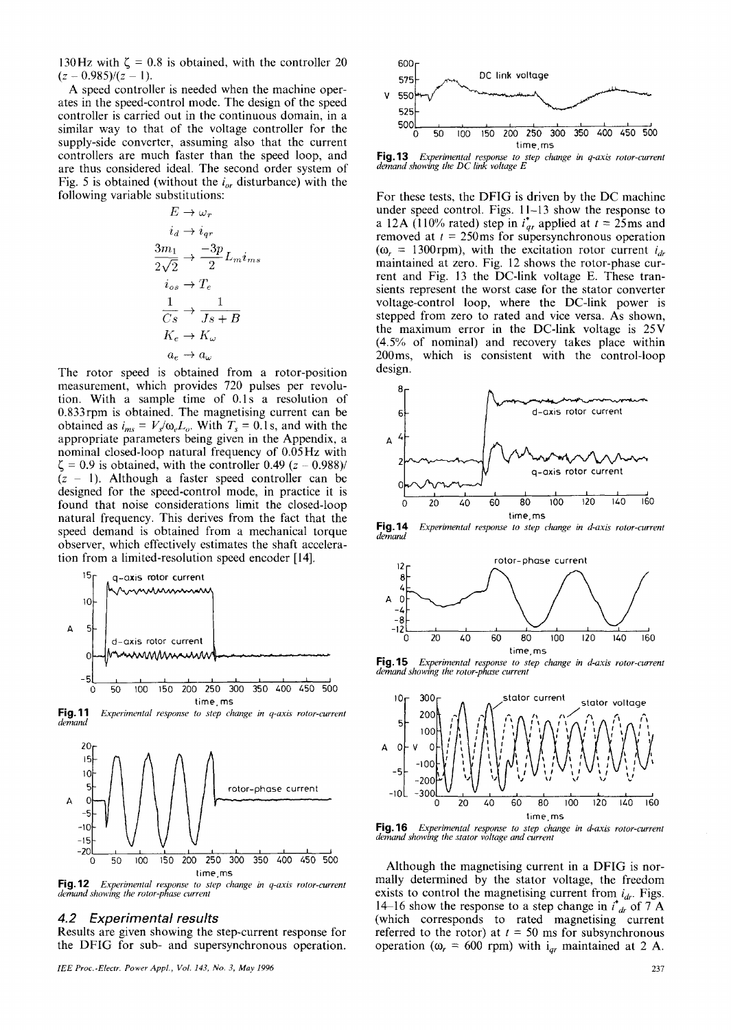130 Hz with $\zeta = 0.8$ is obtained, with the controller 20 $(z - 0.985)/(z - 1)$.

A speed controller is needed when the machine operates in the speed-control mode. The design of the speed controller is carried out in the continuous domain, in a similar way to that of the voltage controller for the supply-side converter, assuming also that the current controllers are much faster than the speed loop, and are thus considered ideal. The second order system of Fig. 5 is obtained (without the $i_{or}$ disturbance) with the following variable substitutions:

$$E \to \omega_r$$

$$i_d \to i_{qr}$$

$$\frac{3m_1}{2\sqrt{2}} \to \frac{-3p}{2} L_m i_{ms}$$

$$i_{os} \to T_e$$

$$\frac{1}{Cs} \to \frac{1}{Js + B}$$

$$K_e \to K_\omega$$

$$a_e \to a_\omega$$

The rotor speed is obtained from a rotor-position measurement, which provides 720 pulses per revolution. With a sample time of 0.1 s a resolution of 0.833 rpm is obtained. The magnetising current can be obtained as $i_{ms} = V_s/\omega_e L_o$. With $T_s = 0.1$ s, and with the appropriate parameters being given in the Appendix, a nominal closed-loop natural frequency of 0.05 Hz with $\zeta = 0.9$ is obtained, with the controller 0.49 $(z - 0.988)/(z - 1)$. Although a faster speed controller can be designed for the speed-control mode, in practice it is found that noise considerations limit the closed-loop natural frequency. This derives from the fact that the speed demand is obtained from a mechanical torque observer, which effectively estimates the shaft acceleration from a limited-resolution speed encoder [14].

**Fig. 11** *Experimental response to step change in q-axis rotor-current demand*

**Fig. 12** *Experimental response to step change in q-axis rotor-current demand showing the rotor-phase current*

### 4.2 Experimental results

Results are given showing the step-current response for the DFIG for sub- and supersynchronous operation.

**Fig. 13** *Experimental response to step change in q-axis rotor-current demand showing the DC link voltage E*

For these tests, the DFIG is driven by the DC machine under speed control. Figs. 11–13 show the response to a 12 A (110% rated) step in $i^*_{qr}$ applied at $t = 25$ ms and removed at $t = 250$ ms for supersynchronous operation ($\omega_r = 1300$ rpm), with the excitation rotor current $i_{dr}$ maintained at zero. Fig. 12 shows the rotor-phase current and Fig. 13 the DC-link voltage E. These transients represent the worst case for the stator converter voltage-control loop, where the DC-link power is stepped from zero to rated and vice versa. As shown, the maximum error in the DC-link voltage is 25 V (4.5% of nominal) and recovery takes place within 200 ms, which is consistent with the control-loop design.

**Fig. 14** *Experimental response to step change in d-axis rotor-current demand*

**Fig. 15** *Experimental response to step change in d-axis rotor-current demand showing the rotor-phase current*

**Fig. 16** *Experimental response to step change in d-axis rotor-current demand showing the stator voltage and current*

Although the magnetising current in a DFIG is normally determined by the stator voltage, the freedom exists to control the magnetising current from $i_{dr}$. Figs. 14–16 show the response to a step change in $i^*_{dr}$ of 7 A (which corresponds to rated magnetising current referred to the rotor) at $t = 50$ ms for subsynchronous operation ($\omega_r = 600$ rpm) with $i_{qr}$ maintained at 2 A.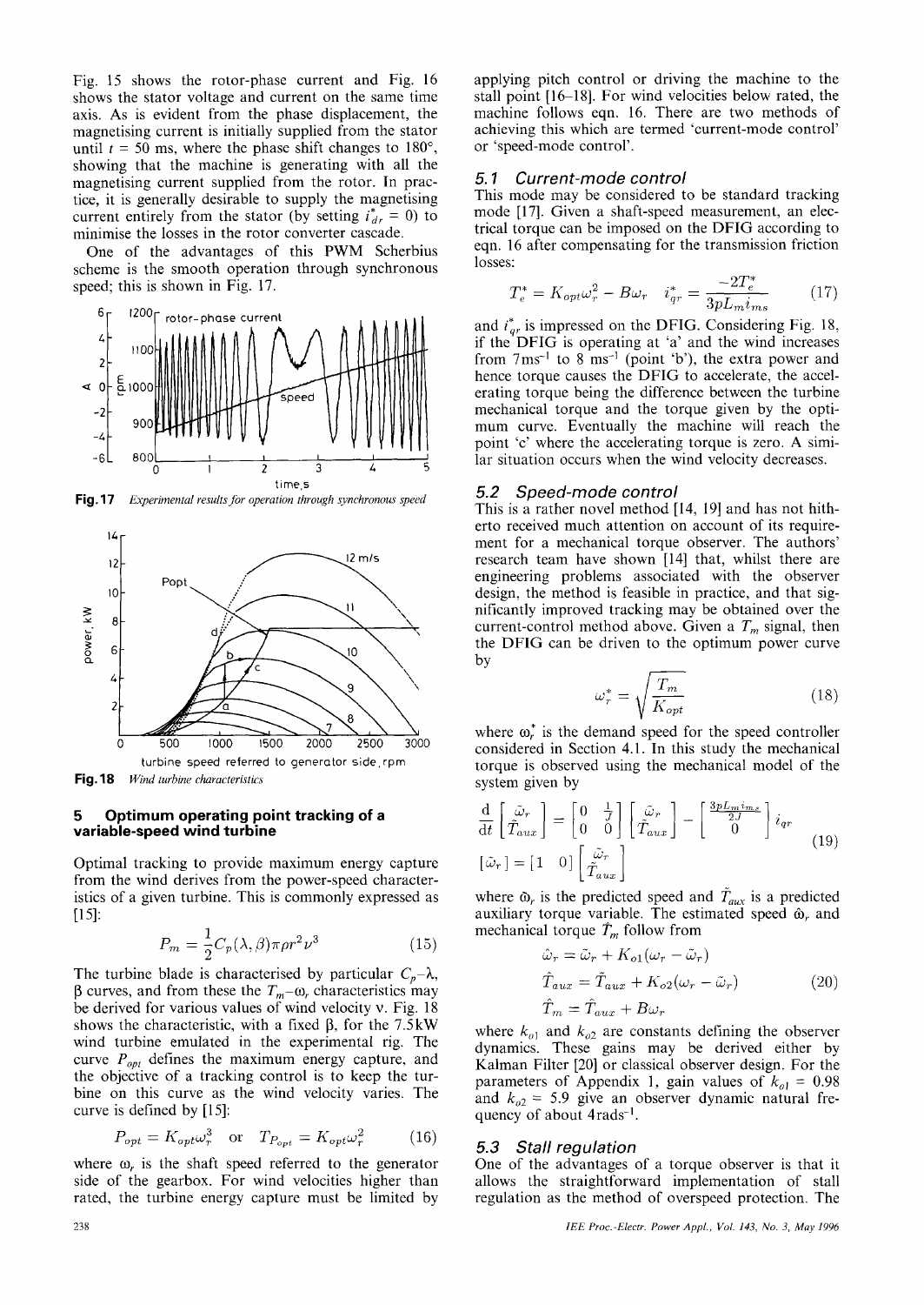Fig. 15 shows the rotor-phase current and Fig. 16 shows the stator voltage and current on the same time axis. As is evident from the phase displacement, the magnetising current is initially supplied from the stator until $t = 50$ ms, where the phase shift changes to 180°, showing that the machine is generating with all the magnetising current supplied from the rotor. In practice, it is generally desirable to supply the magnetising current entirely from the stator (by setting $i^*_{dr} = 0$) to minimise the losses in the rotor converter cascade.

One of the advantages of this PWM Scherbius scheme is the smooth operation through synchronous speed; this is shown in Fig. 17.

**Fig. 17** *Experimental results for operation through synchronous speed*

**Fig. 18** *Wind turbine characteristics*

## 5 Optimum operating point tracking of a variable-speed wind turbine

Optimal tracking to provide maximum energy capture from the wind derives from the power-speed characteristics of a given turbine. This is commonly expressed as [15]:

$$P_m = \frac{1}{2}C_p(\lambda, \beta)\pi\rho r^2 \nu^3 \quad (15)$$

The turbine blade is characterised by particular $C_p$–$\lambda$, $\beta$ curves, and from these the $T_m$–$\omega_r$ characteristics may be derived for various values of wind velocity $\nu$. Fig. 18 shows the characteristic, with a fixed $\beta$, for the 7.5kW wind turbine emulated in the experimental rig. The curve $P_{opt}$ defines the maximum energy capture, and the objective of a tracking control is to keep the turbine on this curve as the wind velocity varies. The curve is defined by [15]:

$$P_{opt} = K_{opt}\omega_r^3 \quad \text{or} \quad T_{P_{opt}} = K_{opt}\omega_r^2 \quad (16)$$

where $\omega_r$ is the shaft speed referred to the generator side of the gearbox. For wind velocities higher than rated, the turbine energy capture must be limited by applying pitch control or driving the machine to the stall point [16–18]. For wind velocities below rated, the machine follows eqn. 16. There are two methods of achieving this which are termed 'current-mode control' or 'speed-mode control'.

### 5.1 Current-mode control

This mode may be considered to be standard tracking mode [17]. Given a shaft-speed measurement, an electrical torque can be imposed on the DFIG according to eqn. 16 after compensating for the transmission friction losses:

$$T_e^* = K_{opt}\omega_r^2 - B\omega_r \quad i_{qr}^* = \frac{-2T_e^*}{3pL_m i_{ms}} \quad (17)$$

and $i^*_{qr}$ is impressed on the DFIG. Considering Fig. 18, if the DFIG is operating at 'a' and the wind increases from 7ms$^{-1}$ to 8 ms$^{-1}$ (point 'b'), the extra power and hence torque causes the DFIG to accelerate, the accelerating torque being the difference between the turbine mechanical torque and the torque given by the optimum curve. Eventually the machine will reach the point 'c' where the accelerating torque is zero. A similar situation occurs when the wind velocity decreases.

### 5.2 Speed-mode control

This is a rather novel method [14, 19] and has not hitherto received much attention on account of its requirement for a mechanical torque observer. The authors' research team have shown [14] that, whilst there are engineering problems associated with the observer design, the method is feasible in practice, and that significantly improved tracking may be obtained over the current-control method above. Given a $T_m$ signal, then the DFIG can be driven to the optimum power curve by

$$\omega_r^* = \sqrt{\frac{T_m}{K_{opt}}} \quad (18)$$

where $\omega_r^*$ is the demand speed for the speed controller considered in Section 4.1. In this study the mechanical torque is observed using the mechanical model of the system given by

$$\frac{d}{dt}\begin{bmatrix}\tilde{\omega}_r \\ \tilde{T}_{aux}\end{bmatrix} = \begin{bmatrix}0 & \frac{1}{J} \\ 0 & 0\end{bmatrix}\begin{bmatrix}\tilde{\omega}_r \\ \tilde{T}_{aux}\end{bmatrix} - \begin{bmatrix}\frac{3pL_m i_{ms}}{2J} \\ 0\end{bmatrix} i_{qr}$$
$$[\tilde{\omega}_r] = [1 \quad 0]\begin{bmatrix}\tilde{\omega}_r \\ \tilde{T}_{aux}\end{bmatrix} \quad (19)$$

where $\tilde{\omega}_r$ is the predicted speed and $\tilde{T}_{aux}$ is a predicted auxiliary torque variable. The estimated speed $\hat{\omega}_r$ and mechanical torque $\hat{T}_m$ follow from

$$\hat{\omega}_r = \tilde{\omega}_r + K_{o1}(\omega_r - \tilde{\omega}_r)$$
$$\hat{T}_{aux} = \tilde{T}_{aux} + K_{o2}(\omega_r - \tilde{\omega}_r) \quad (20)$$
$$\hat{T}_m = \hat{T}_{aux} + B\omega_r$$

where $k_{o1}$ and $k_{o2}$ are constants defining the observer dynamics. These gains may be derived either by Kalman Filter [20] or classical observer design. For the parameters of Appendix 1, gain values of $k_{o1} = 0.98$ and $k_{o2} = 5.9$ give an observer dynamic natural frequency of about 4rads$^{-1}$.

### 5.3 Stall regulation

One of the advantages of a torque observer is that it allows the straightforward implementation of stall regulation as the method of overspeed protection. The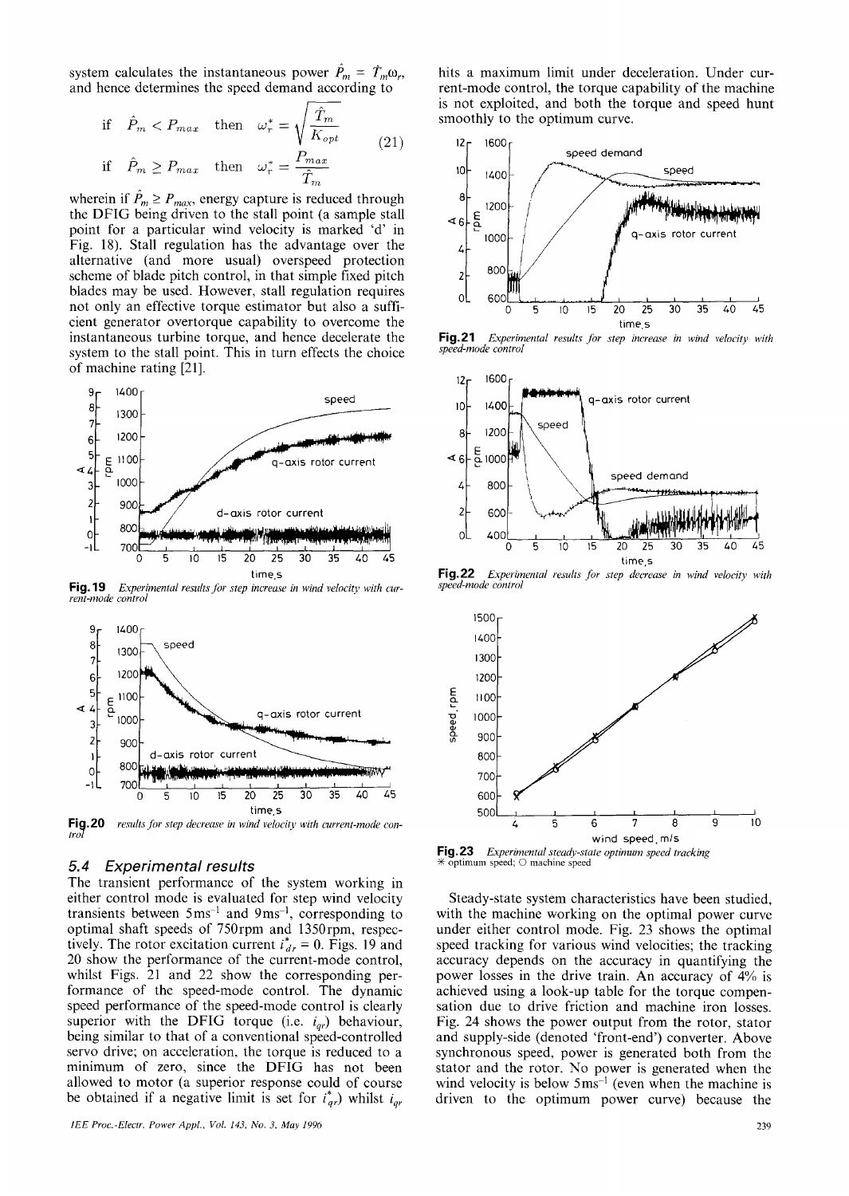system calculates the instantaneous power $\hat{P}_m = \hat{T}_m\omega_r$, and hence determines the speed demand according to

$$\text{if} \quad \hat{P}_m < P_{max} \quad \text{then} \quad \omega_r^* = \sqrt{\frac{\hat{T}_m}{K_{opt}}}$$
$$\text{if} \quad \hat{P}_m \geq P_{max} \quad \text{then} \quad \omega_r^* = \frac{P_{max}}{\hat{T}_m} \tag{21}$$

wherein if $\hat{P}_m \geq P_{max}$, energy capture is reduced through the DFIG being driven to the stall point (a sample stall point for a particular wind velocity is marked 'd' in Fig. 18). Stall regulation has the advantage over the alternative (and more usual) overspeed protection scheme of blade pitch control, in that simple fixed pitch blades may be used. However, stall regulation requires not only an effective torque estimator but also a sufficient generator overtorque capability to overcome the instantaneous turbine torque, and hence decelerate the system to the stall point. This in turn effects the choice of machine rating [21].

**Fig. 19** *Experimental results for step increase in wind velocity with current-mode control*

**Fig. 20** *results for step decrease in wind velocity with current-mode control*

### 5.4 Experimental results

The transient performance of the system working in either control mode is evaluated for step wind velocity transients between $5\text{ms}^{-1}$ and $9\text{ms}^{-1}$, corresponding to optimal shaft speeds of 750rpm and 1350rpm, respectively. The rotor excitation current $i_{dr}^* = 0$. Figs. 19 and 20 show the performance of the current-mode control, whilst Figs. 21 and 22 show the corresponding performance of the speed-mode control. The dynamic speed performance of the speed-mode control is clearly superior with the DFIG torque (i.e. $i_{qr}$) behaviour, being similar to that of a conventional speed-controlled servo drive; on acceleration, the torque is reduced to a minimum of zero, since the DFIG has not been allowed to motor (a superior response could of course be obtained if a negative limit is set for $i_{qr}^*$) whilst $i_{qr}$ hits a maximum limit under deceleration. Under current-mode control, the torque capability of the machine is not exploited, and both the torque and speed hunt smoothly to the optimum curve.

**Fig. 21** *Experimental results for step increase in wind velocity with speed-mode control*

**Fig. 22** *Experimental results for step decrease in wind velocity with speed-mode control*

**Fig. 23** *Experimental steady-state optimum speed tracking*
* optimum speed; O machine speed

Steady-state system characteristics have been studied, with the machine working on the optimal power curve under either control mode. Fig. 23 shows the optimal speed tracking for various wind velocities; the tracking accuracy depends on the accuracy in quantifying the power losses in the drive train. An accuracy of 4% is achieved using a look-up table for the torque compensation due to drive friction and machine iron losses. Fig. 24 shows the power output from the rotor, stator and supply-side (denoted 'front-end') converter. Above synchronous speed, power is generated both from the stator and the rotor. No power is generated when the wind velocity is below $5\text{ms}^{-1}$ (even when the machine is driven to the optimum power curve) because the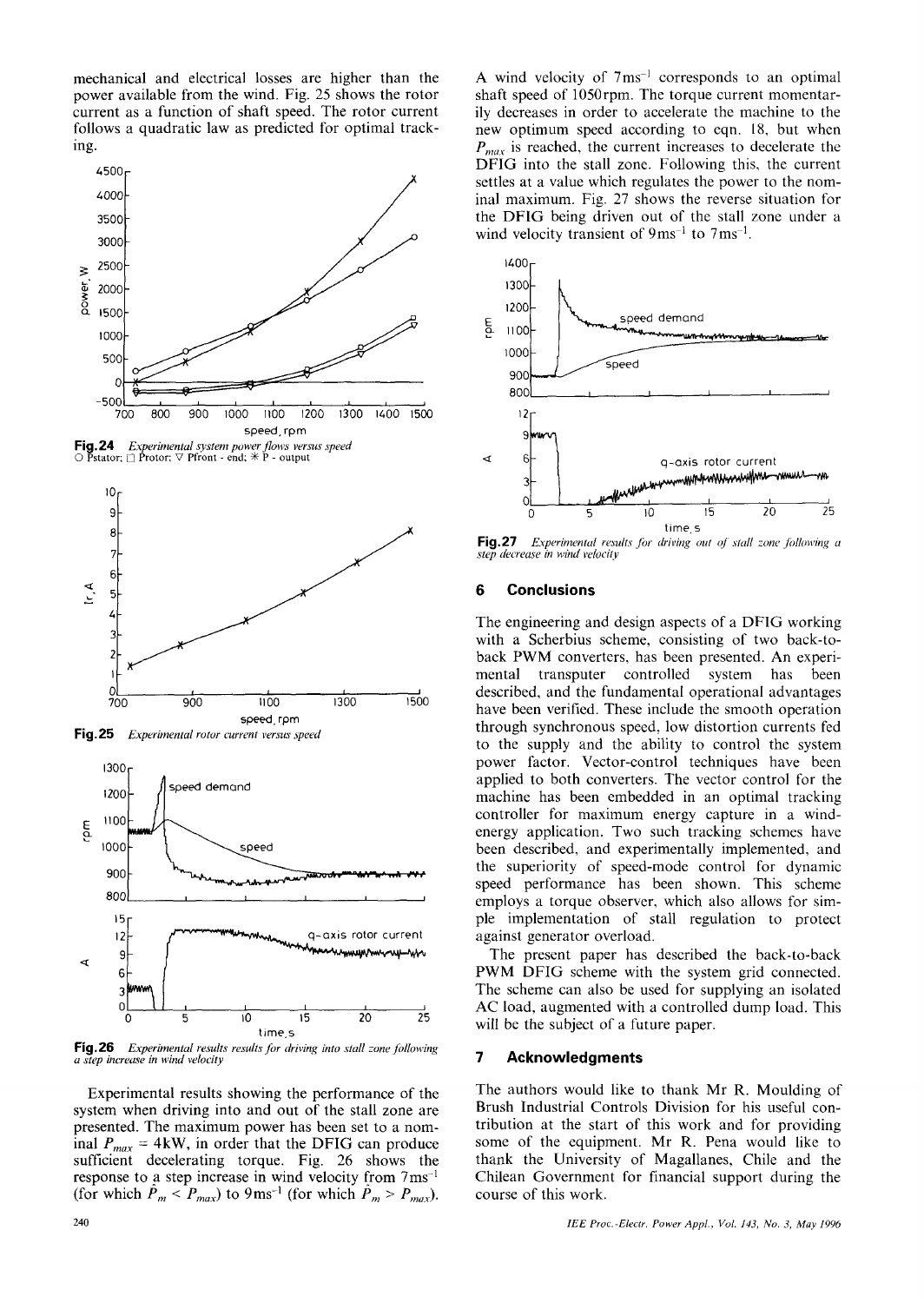mechanical and electrical losses are higher than the power available from the wind. Fig. 25 shows the rotor current as a function of shaft speed. The rotor current follows a quadratic law as predicted for optimal tracking.

**Fig. 24** *Experimental system power flows versus speed*
○ Pstator; □ Protor; ▽ Pfront - end; ✳ P - output

**Fig. 25** *Experimental rotor current versus speed*

**Fig. 26** *Experimental results results for driving into stall zone following a step increase in wind velocity*

Experimental results showing the performance of the system when driving into and out of the stall zone are presented. The maximum power has been set to a nominal $P_{max}$ = 4kW, in order that the DFIG can produce sufficient decelerating torque. Fig. 26 shows the response to a step increase in wind velocity from 7ms$^{-1}$ (for which $\hat{P}_m < P_{max}$) to 9ms$^{-1}$ (for which $\hat{P}_m > P_{max}$). A wind velocity of 7ms$^{-1}$ corresponds to an optimal shaft speed of 1050rpm. The torque current momentarily decreases in order to accelerate the machine to the new optimum speed according to eqn. 18, but when $P_{max}$ is reached, the current increases to decelerate the DFIG into the stall zone. Following this, the current settles at a value which regulates the power to the nominal maximum. Fig. 27 shows the reverse situation for the DFIG being driven out of the stall zone under a wind velocity transient of 9ms$^{-1}$ to 7ms$^{-1}$.

**Fig. 27** *Experimental results for driving out of stall zone following a step decrease in wind velocity*

## 6 Conclusions

The engineering and design aspects of a DFIG working with a Scherbius scheme, consisting of two back-to-back PWM converters, has been presented. An experimental transputer controlled system has been described, and the fundamental operational advantages have been verified. These include the smooth operation through synchronous speed, low distortion currents fed to the supply and the ability to control the system power factor. Vector-control techniques have been applied to both converters. The vector control for the machine has been embedded in an optimal tracking controller for maximum energy capture in a wind-energy application. Two such tracking schemes have been described, and experimentally implemented, and the superiority of speed-mode control for dynamic speed performance has been shown. This scheme employs a torque observer, which also allows for simple implementation of stall regulation to protect against generator overload.

The present paper has described the back-to-back PWM DFIG scheme with the system grid connected. The scheme can also be used for supplying an isolated AC load, augmented with a controlled dump load. This will be the subject of a future paper.

## 7 Acknowledgments

The authors would like to thank Mr R. Moulding of Brush Industrial Controls Division for his useful contribution at the start of this work and for providing some of the equipment. Mr R. Pena would like to thank the University of Magallanes, Chile and the Chilean Government for financial support during the course of this work.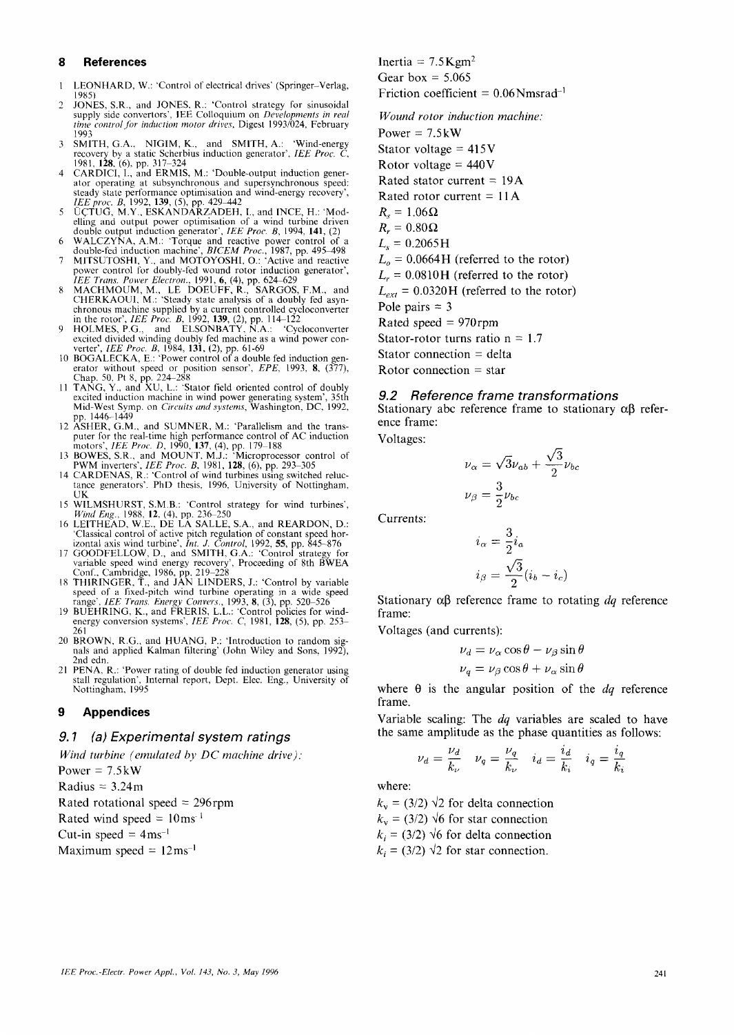## 8 References

1 LEONHARD, W.: 'Control of electrical drives' (Springer-Verlag, 1985)
2 JONES, S.R., and JONES, R.: 'Control strategy for sinusoidal supply side convertors', IEE Colloquium on *Developments in real time control for induction motor drives*, Digest 1993/024, February 1993
3 SMITH, G.A., NIGIM, K., and SMITH, A.: 'Wind-energy recovery by a static Scherbius induction generator', *IEE Proc. C*, 1981, **128**, (6), pp. 317–324
4 CARDICI, I., and ERMIS, M.: 'Double-output induction generator operating at subsynchronous and supersynchronous speed: steady state performance optimisation and wind-energy recovery', *IEE proc. B*, 1992, **139**, (5), pp. 429–442
5 UÇTUG, M.Y., ESKANDARZADEH, I., and INCE, H.: 'Modelling and output power optimisation of a wind turbine driven double output induction generator', *IEE Proc. B*, 1994, **141**, (2)
6 WALCZYNA, A.M.: 'Torque and reactive power control of a double-fed induction machine', *BICEM Proc.*, 1987, pp. 495–498
7 MITSUTOSHI, Y., and MOTOYOSHI, O.: 'Active and reactive power control for doubly-fed wound rotor induction generator', *IEE Trans. Power Electron.*, 1991, **6**, (4), pp. 624–629
8 MACHMOUM, M., LE DOEUFF, R., SARGOS, F.M., and CHERKAOUI, M.: 'Steady state analysis of a doubly fed asynchronous machine supplied by a current controlled cycloconverter in the rotor', *IEE Proc. B*, 1992, **139**, (2), pp. 114–122
9 HOLMES, P.G., and ELSONBATY, N.A.: 'Cycloconverter excited divided winding doubly fed machine as a wind power converter', *IEE Proc. B*, 1984, **131**, (2), pp. 61–69
10 BOGALECKA, E.: 'Power control of a double fed induction generator without speed or position sensor', *EPE*, 1993, **8**, (377), Chap. 50, Pt 8, pp. 224–288
11 TANG, Y., and XU, L.: 'Stator field oriented control of doubly excited induction machine in wind power generating system', 35th Mid-West Symp. on *Circuits and systems*, Washington, DC, 1992, pp. 1446–1449
12 ASHER, G.M., and SUMNER, M.: 'Parallelism and the transputer for the real-time high performance control of AC induction motors', *IEE Proc. D*, 1990, **137**, (4), pp. 179–188
13 BOWES, S.R., and MOUNT, M.J.: 'Microprocessor control of PWM inverters', *IEE Proc. B*, 1981, **128**, (6), pp. 293–305
14 CARDENAS, R.: 'Control of wind turbines using switched reluctance generators'. PhD thesis, 1996, University of Nottingham, UK
15 WILMSHURST, S.M.B.: 'Control strategy for wind turbines', *Wind Eng.*, 1988, **12**, (4), pp. 236–250
16 LEITHEAD, W.E., DE LA SALLE, S.A., and REARDON, D.: 'Classical control of active pitch regulation of constant speed horizontal axis wind turbine', *Int. J. Control*, 1992, **55**, pp. 845–876
17 GOODFELLOW, D., and SMITH, G.A.: 'Control strategy for variable speed wind energy recovery', Proceeding of 8th BWEA Conf., Cambridge, 1986, pp. 219–228
18 THIRINGER, T., and JAN LINDERS, J.: 'Control by variable speed of a fixed-pitch wind turbine operating in a wide speed range', *IEE Trans. Energy Convers.*, 1993, **8**, (3), pp. 520–526
19 BUEHRING, K., and FRERIS, L.L.: 'Control policies for wind-energy conversion systems', *IEE Proc. C*, 1981, **128**, (5), pp. 253–261
20 BROWN, R.G., and HUANG, P.: 'Introduction to random signals and applied Kalman filtering' (John Wiley and Sons, 1992), 2nd edn.
21 PENA, R.: 'Power rating of double fed induction generator using stall regulation', Internal report, Dept. Elec. Eng., University of Nottingham, 1995

## 9 Appendices

### 9.1 (a) Experimental system ratings

*Wind turbine (emulated by DC machine drive):*

Power = 7.5 kW
Radius ≈ 3.24 m
Rated rotational speed = 296 rpm
Rated wind speed = 10 ms$^{-1}$
Cut-in speed = 4 ms$^{-1}$
Maximum speed = 12 ms$^{-1}$
Inertia = 7.5 Kgm$^2$
Gear box = 5.065
Friction coefficient = 0.06 Nmsrad$^{-1}$

*Wound rotor induction machine:*

Power = 7.5 kW
Stator voltage = 415 V
Rotor voltage = 440 V
Rated stator current = 19 A
Rated rotor current = 11 A
$R_s$ = 1.06 Ω
$R_r$ = 0.80 Ω
$L_s$ = 0.2065 H
$L_o$ = 0.0664 H (referred to the rotor)
$L_r$ = 0.0810 H (referred to the rotor)
$L_{ext}$ = 0.0320 H (referred to the rotor)
Pole pairs = 3
Rated speed = 970 rpm
Stator-rotor turns ratio n = 1.7
Stator connection = delta
Rotor connection = star

### 9.2 Reference frame transformations

Stationary abc reference frame to stationary αβ reference frame:

Voltages:

$$\nu_\alpha = \sqrt{3}\nu_{ab} + \frac{\sqrt{3}}{2}\nu_{bc}$$

$$\nu_\beta = \frac{3}{2}\nu_{bc}$$

Currents:

$$i_\alpha = \frac{3}{2}i_a$$

$$i_\beta = \frac{\sqrt{3}}{2}(i_b - i_c)$$

Stationary αβ reference frame to rotating *dq* reference frame:

Voltages (and currents):

$$\nu_d = \nu_\alpha \cos\theta - \nu_\beta \sin\theta$$

$$\nu_q = \nu_\beta \cos\theta + \nu_\alpha \sin\theta$$

where θ is the angular position of the *dq* reference frame.

Variable scaling: The *dq* variables are scaled to have the same amplitude as the phase quantities as follows:

$$\nu_d = \frac{\nu_d}{k_\nu} \quad \nu_q = \frac{\nu_q}{k_\nu} \quad i_d = \frac{i_d}{k_i} \quad i_q = \frac{i_q}{k_i}$$

where:

$k_v = (3/2)\sqrt{2}$ for delta connection
$k_v = (3/2)\sqrt{6}$ for star connection
$k_i = (3/2)\sqrt{6}$ for delta connection
$k_i = (3/2)\sqrt{2}$ for star connection.